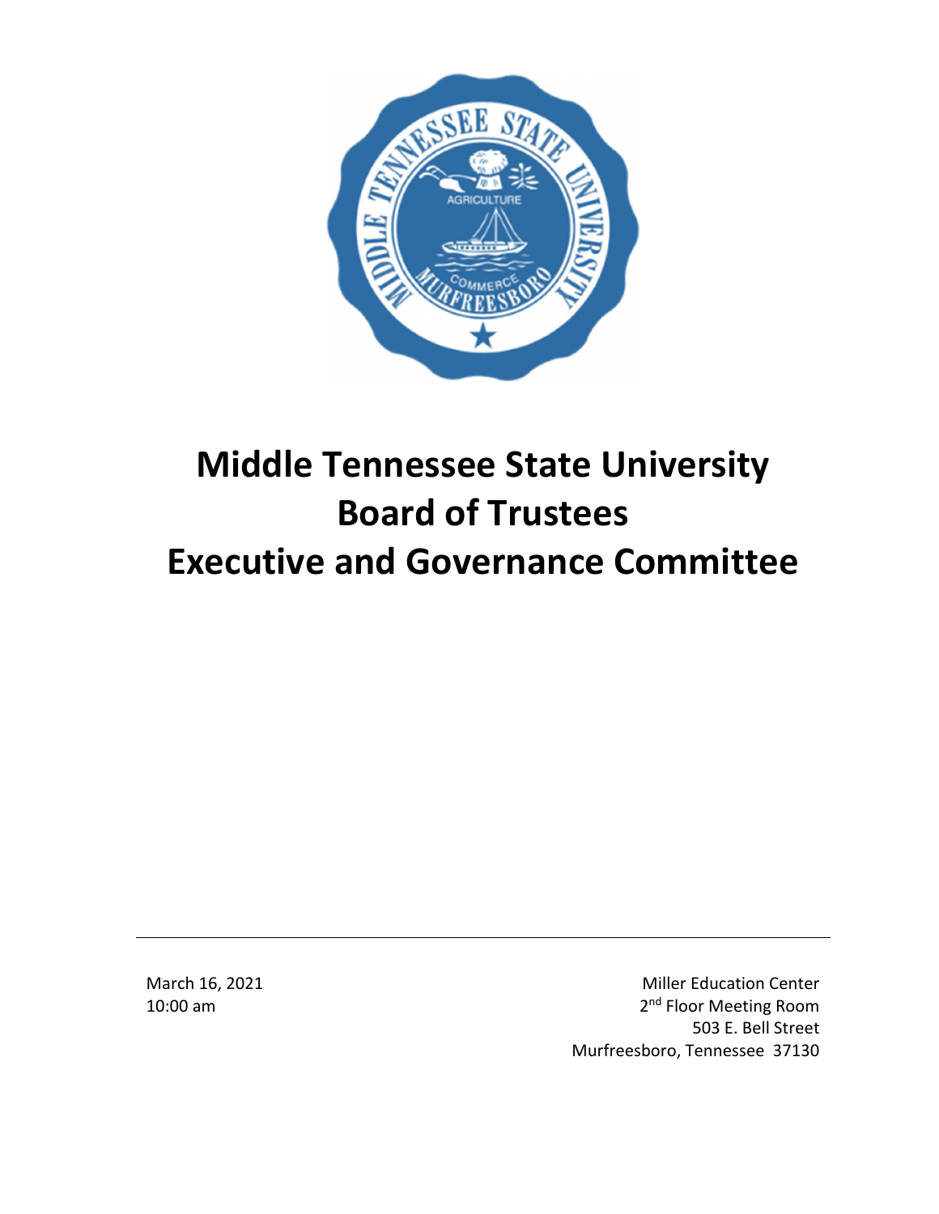# Middle Tennessee State University Board of Trustees Executive and Governance Committee

March 16, 2021
10:00 am

Miller Education Center
2nd Floor Meeting Room
503 E. Bell Street
Murfreesboro, Tennessee 37130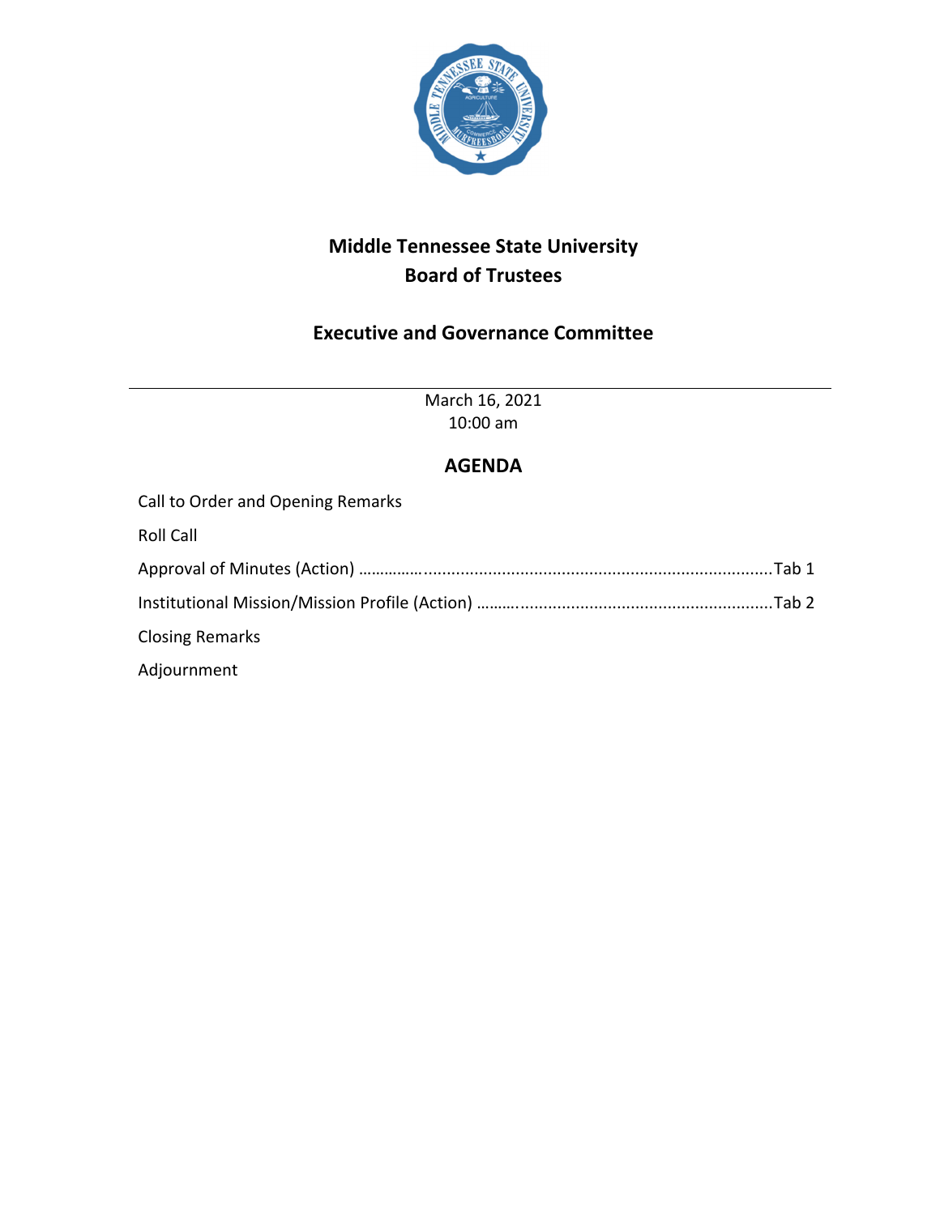# Middle Tennessee State University
# Board of Trustees

## Executive and Governance Committee

---

March 16, 2021
10:00 am

## AGENDA

Call to Order and Opening Remarks

Roll Call

Approval of Minutes (Action) ……………............................................................................Tab 1

Institutional Mission/Mission Profile (Action) ………......................................................Tab 2

Closing Remarks

Adjournment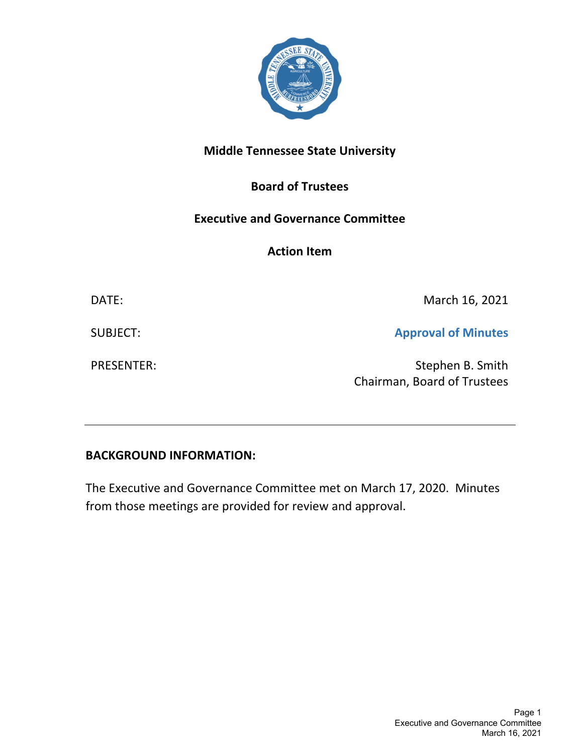**Middle Tennessee State University**

**Board of Trustees**

**Executive and Governance Committee**

**Action Item**

DATE: March 16, 2021

SUBJECT: **Approval of Minutes**

PRESENTER: Stephen B. Smith
Chairman, Board of Trustees

---

**BACKGROUND INFORMATION:**

The Executive and Governance Committee met on March 17, 2020. Minutes from those meetings are provided for review and approval.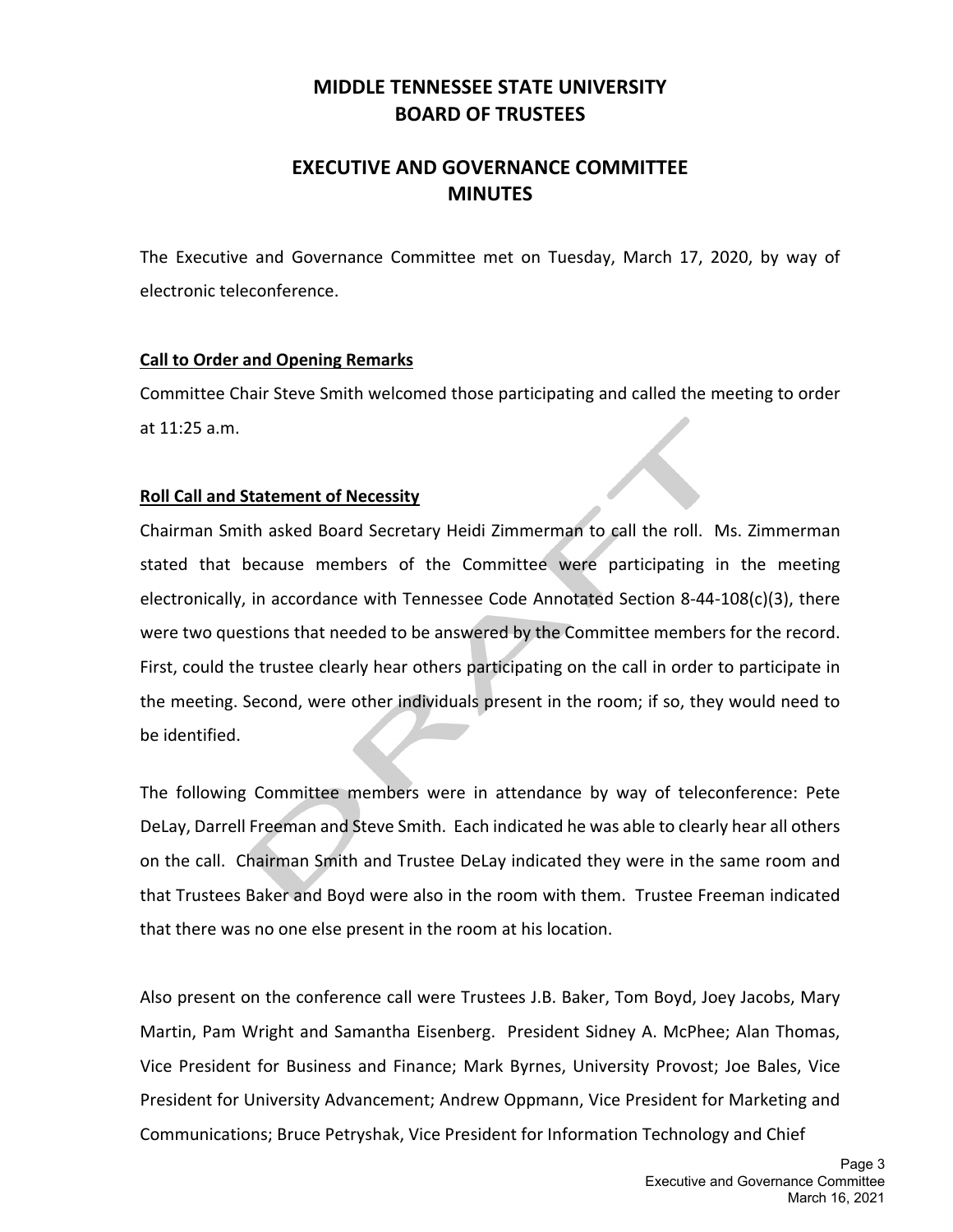# MIDDLE TENNESSEE STATE UNIVERSITY
# BOARD OF TRUSTEES

## EXECUTIVE AND GOVERNANCE COMMITTEE
## MINUTES

The Executive and Governance Committee met on Tuesday, March 17, 2020, by way of electronic teleconference.

**Call to Order and Opening Remarks**

Committee Chair Steve Smith welcomed those participating and called the meeting to order at 11:25 a.m.

**Roll Call and Statement of Necessity**

Chairman Smith asked Board Secretary Heidi Zimmerman to call the roll. Ms. Zimmerman stated that because members of the Committee were participating in the meeting electronically, in accordance with Tennessee Code Annotated Section 8-44-108(c)(3), there were two questions that needed to be answered by the Committee members for the record. First, could the trustee clearly hear others participating on the call in order to participate in the meeting. Second, were other individuals present in the room; if so, they would need to be identified.

The following Committee members were in attendance by way of teleconference: Pete DeLay, Darrell Freeman and Steve Smith. Each indicated he was able to clearly hear all others on the call. Chairman Smith and Trustee DeLay indicated they were in the same room and that Trustees Baker and Boyd were also in the room with them. Trustee Freeman indicated that there was no one else present in the room at his location.

Also present on the conference call were Trustees J.B. Baker, Tom Boyd, Joey Jacobs, Mary Martin, Pam Wright and Samantha Eisenberg. President Sidney A. McPhee; Alan Thomas, Vice President for Business and Finance; Mark Byrnes, University Provost; Joe Bales, Vice President for University Advancement; Andrew Oppmann, Vice President for Marketing and Communications; Bruce Petryshak, Vice President for Information Technology and Chief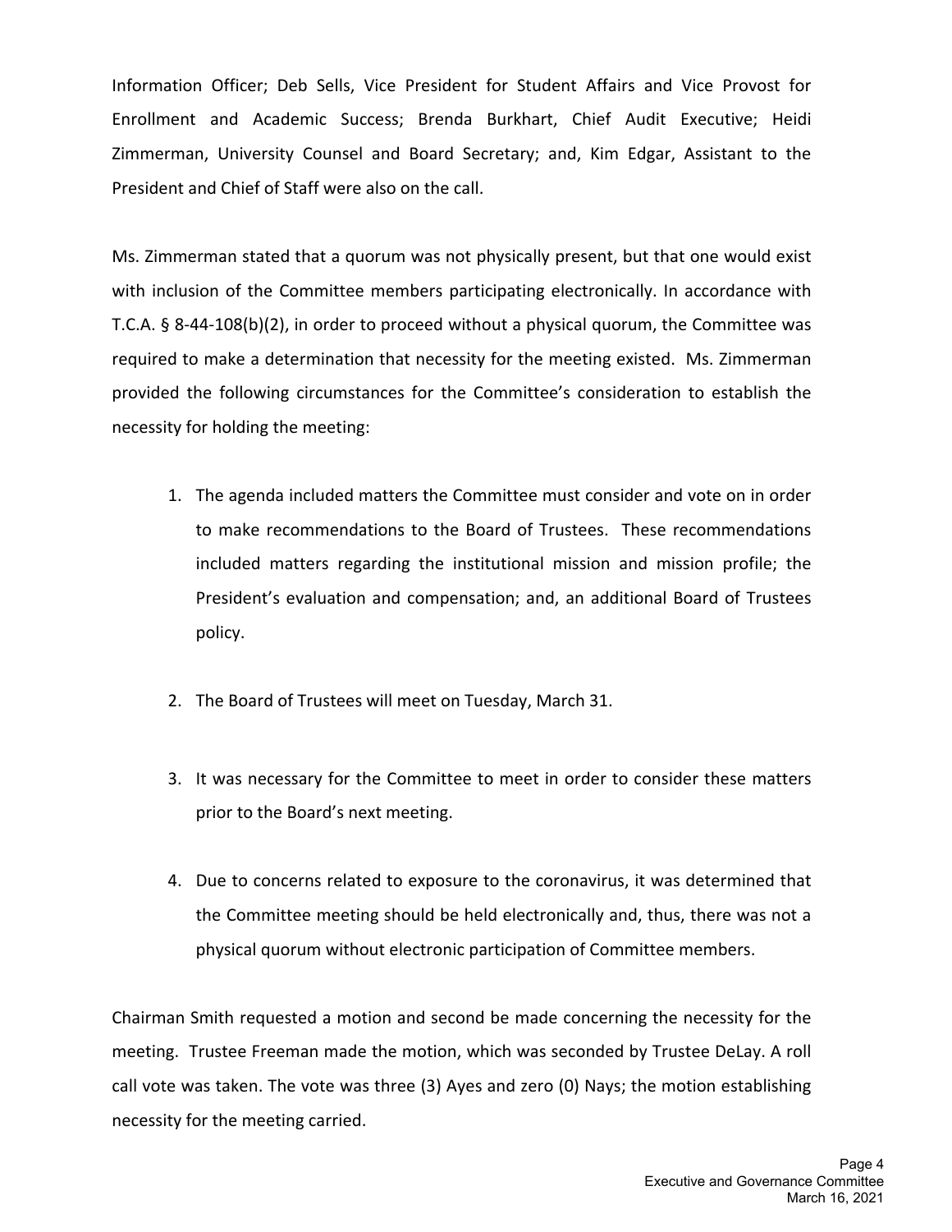Information Officer; Deb Sells, Vice President for Student Affairs and Vice Provost for Enrollment and Academic Success; Brenda Burkhart, Chief Audit Executive; Heidi Zimmerman, University Counsel and Board Secretary; and, Kim Edgar, Assistant to the President and Chief of Staff were also on the call.

Ms. Zimmerman stated that a quorum was not physically present, but that one would exist with inclusion of the Committee members participating electronically. In accordance with T.C.A. § 8-44-108(b)(2), in order to proceed without a physical quorum, the Committee was required to make a determination that necessity for the meeting existed. Ms. Zimmerman provided the following circumstances for the Committee's consideration to establish the necessity for holding the meeting:

1. The agenda included matters the Committee must consider and vote on in order to make recommendations to the Board of Trustees. These recommendations included matters regarding the institutional mission and mission profile; the President's evaluation and compensation; and, an additional Board of Trustees policy.

2. The Board of Trustees will meet on Tuesday, March 31.

3. It was necessary for the Committee to meet in order to consider these matters prior to the Board's next meeting.

4. Due to concerns related to exposure to the coronavirus, it was determined that the Committee meeting should be held electronically and, thus, there was not a physical quorum without electronic participation of Committee members.

Chairman Smith requested a motion and second be made concerning the necessity for the meeting. Trustee Freeman made the motion, which was seconded by Trustee DeLay. A roll call vote was taken. The vote was three (3) Ayes and zero (0) Nays; the motion establishing necessity for the meeting carried.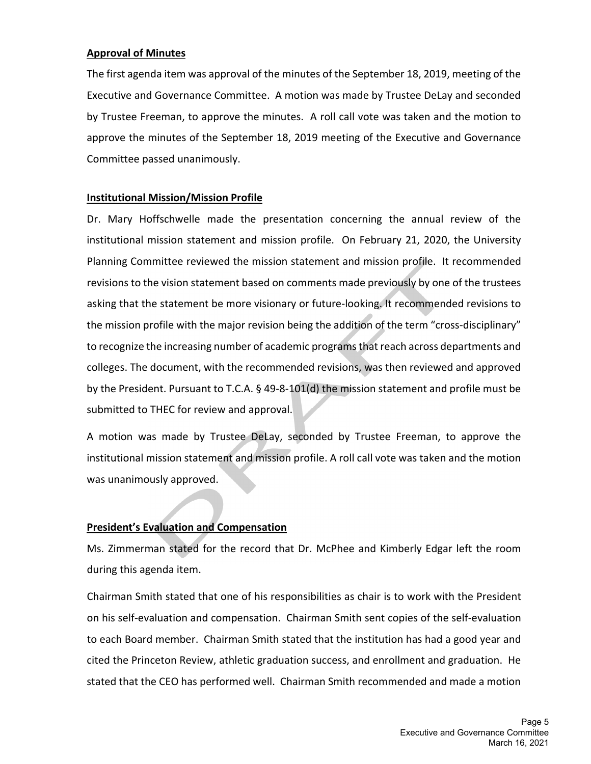**Approval of Minutes**

The first agenda item was approval of the minutes of the September 18, 2019, meeting of the Executive and Governance Committee. A motion was made by Trustee DeLay and seconded by Trustee Freeman, to approve the minutes. A roll call vote was taken and the motion to approve the minutes of the September 18, 2019 meeting of the Executive and Governance Committee passed unanimously.

**Institutional Mission/Mission Profile**

Dr. Mary Hoffschwelle made the presentation concerning the annual review of the institutional mission statement and mission profile. On February 21, 2020, the University Planning Committee reviewed the mission statement and mission profile. It recommended revisions to the vision statement based on comments made previously by one of the trustees asking that the statement be more visionary or future-looking. It recommended revisions to the mission profile with the major revision being the addition of the term "cross-disciplinary" to recognize the increasing number of academic programs that reach across departments and colleges. The document, with the recommended revisions, was then reviewed and approved by the President. Pursuant to T.C.A. § 49-8-101(d) the mission statement and profile must be submitted to THEC for review and approval.

A motion was made by Trustee DeLay, seconded by Trustee Freeman, to approve the institutional mission statement and mission profile. A roll call vote was taken and the motion was unanimously approved.

**President's Evaluation and Compensation**

Ms. Zimmerman stated for the record that Dr. McPhee and Kimberly Edgar left the room during this agenda item.

Chairman Smith stated that one of his responsibilities as chair is to work with the President on his self-evaluation and compensation. Chairman Smith sent copies of the self-evaluation to each Board member. Chairman Smith stated that the institution has had a good year and cited the Princeton Review, athletic graduation success, and enrollment and graduation. He stated that the CEO has performed well. Chairman Smith recommended and made a motion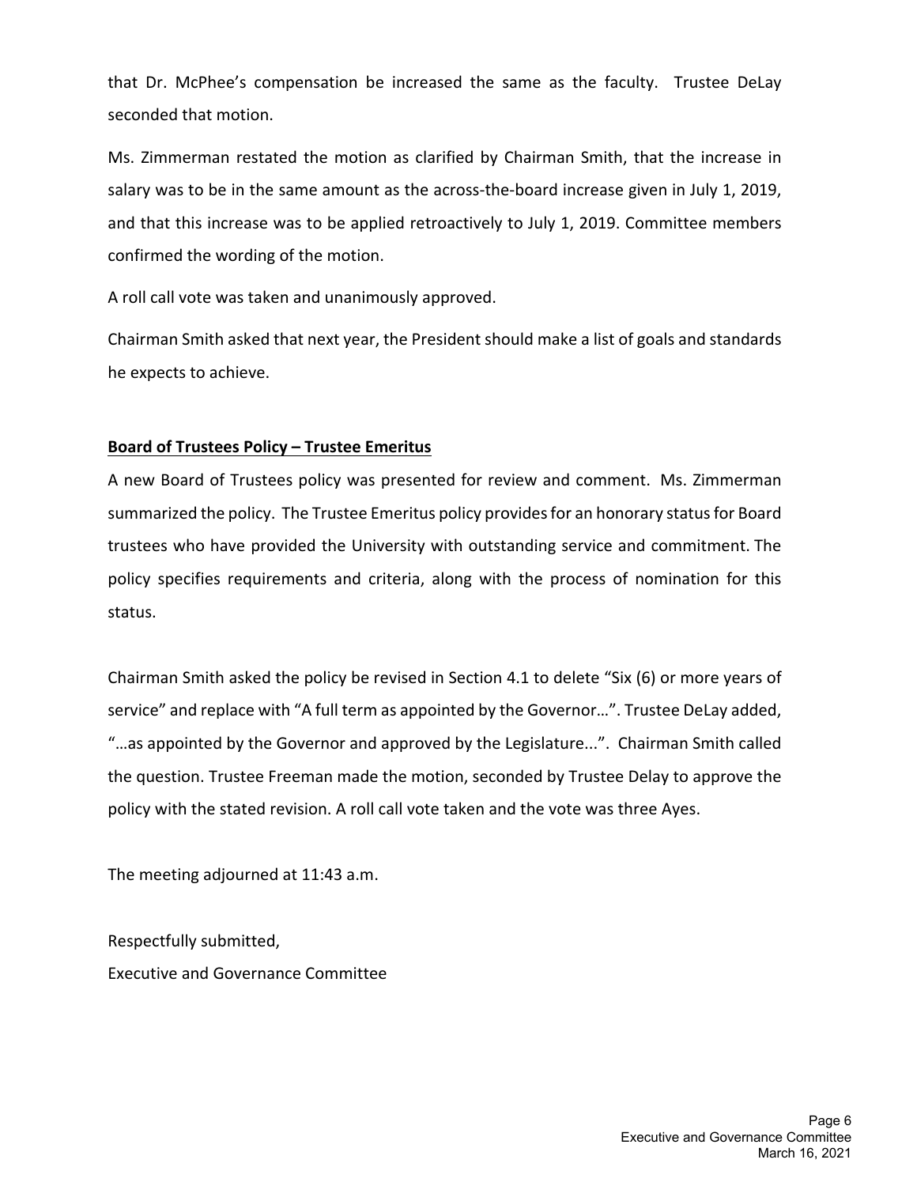that Dr. McPhee's compensation be increased the same as the faculty. Trustee DeLay seconded that motion.

Ms. Zimmerman restated the motion as clarified by Chairman Smith, that the increase in salary was to be in the same amount as the across-the-board increase given in July 1, 2019, and that this increase was to be applied retroactively to July 1, 2019. Committee members confirmed the wording of the motion.

A roll call vote was taken and unanimously approved.

Chairman Smith asked that next year, the President should make a list of goals and standards he expects to achieve.

**Board of Trustees Policy – Trustee Emeritus**

A new Board of Trustees policy was presented for review and comment. Ms. Zimmerman summarized the policy. The Trustee Emeritus policy provides for an honorary status for Board trustees who have provided the University with outstanding service and commitment. The policy specifies requirements and criteria, along with the process of nomination for this status.

Chairman Smith asked the policy be revised in Section 4.1 to delete "Six (6) or more years of service" and replace with "A full term as appointed by the Governor…". Trustee DeLay added, "…as appointed by the Governor and approved by the Legislature...". Chairman Smith called the question. Trustee Freeman made the motion, seconded by Trustee Delay to approve the policy with the stated revision. A roll call vote taken and the vote was three Ayes.

The meeting adjourned at 11:43 a.m.

Respectfully submitted,
Executive and Governance Committee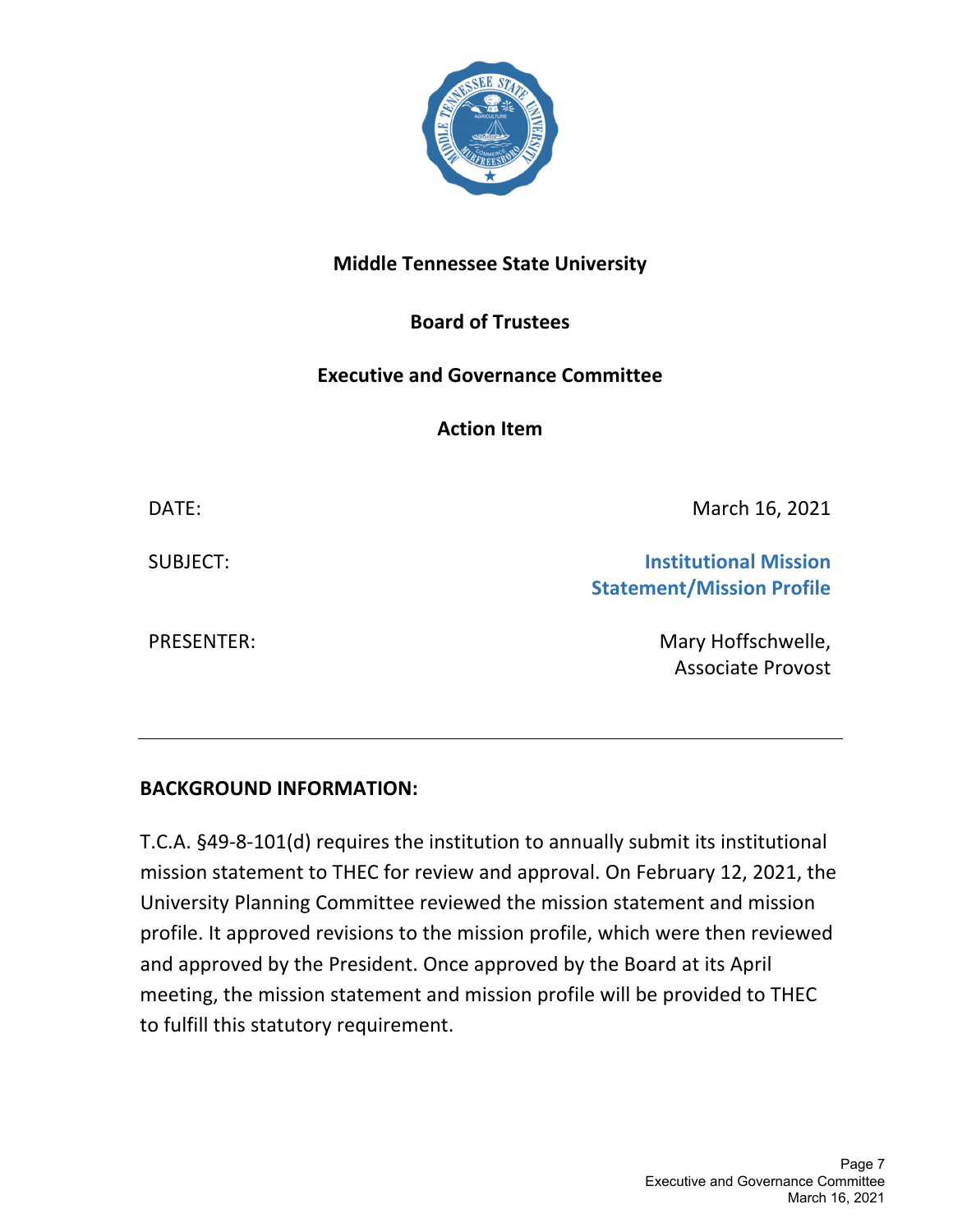**Middle Tennessee State University**

**Board of Trustees**

**Executive and Governance Committee**

**Action Item**

| | |
|---|---|
| DATE: | March 16, 2021 |
| SUBJECT: | **Institutional Mission Statement/Mission Profile** |
| PRESENTER: | Mary Hoffschwelle, Associate Provost |

---

**BACKGROUND INFORMATION:**

T.C.A. §49-8-101(d) requires the institution to annually submit its institutional mission statement to THEC for review and approval. On February 12, 2021, the University Planning Committee reviewed the mission statement and mission profile. It approved revisions to the mission profile, which were then reviewed and approved by the President. Once approved by the Board at its April meeting, the mission statement and mission profile will be provided to THEC to fulfill this statutory requirement.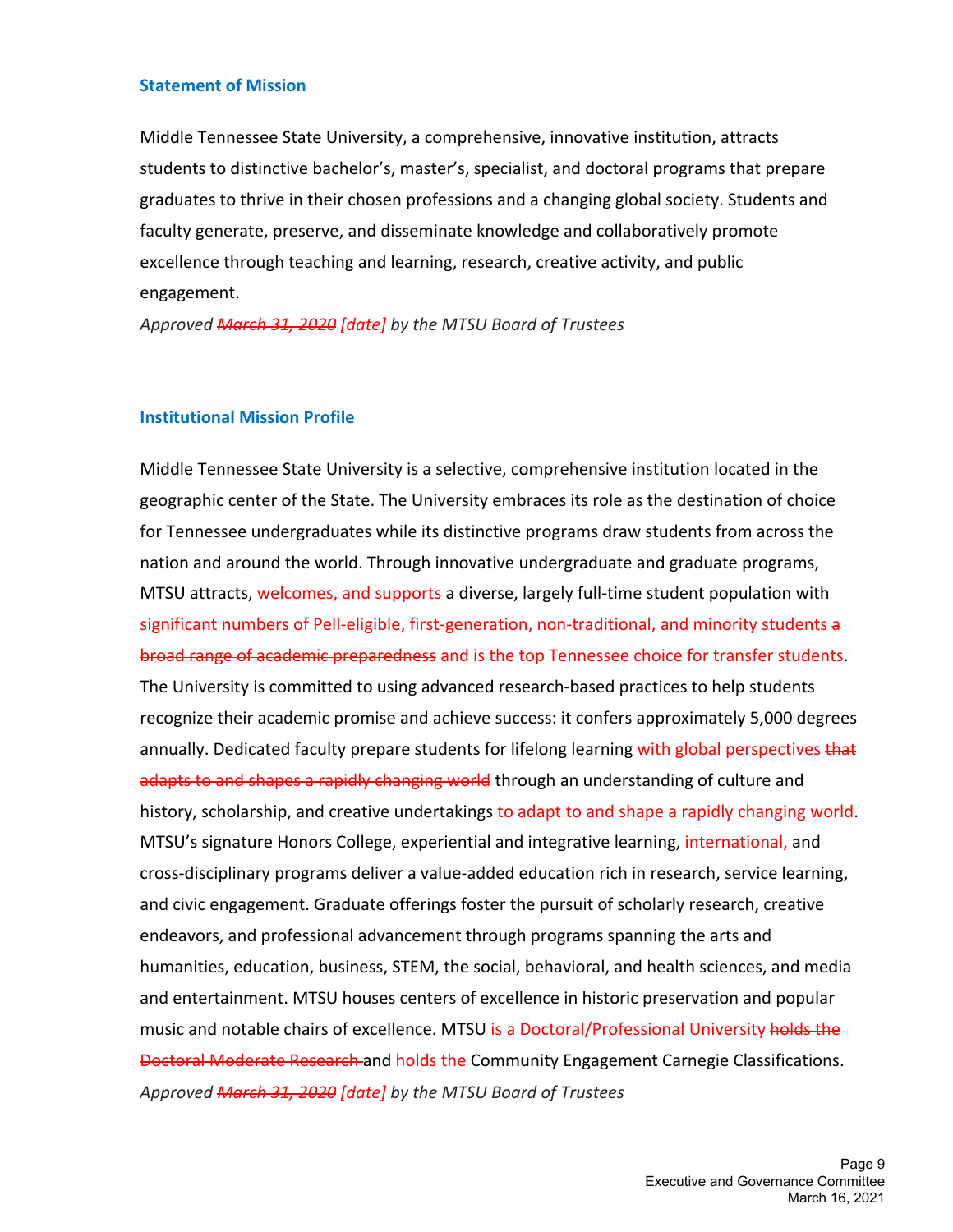### Statement of Mission

Middle Tennessee State University, a comprehensive, innovative institution, attracts students to distinctive bachelor's, master's, specialist, and doctoral programs that prepare graduates to thrive in their chosen professions and a changing global society. Students and faculty generate, preserve, and disseminate knowledge and collaboratively promote excellence through teaching and learning, research, creative activity, and public engagement.

*Approved ~~March 31, 2020~~ [date] by the MTSU Board of Trustees*

### Institutional Mission Profile

Middle Tennessee State University is a selective, comprehensive institution located in the geographic center of the State. The University embraces its role as the destination of choice for Tennessee undergraduates while its distinctive programs draw students from across the nation and around the world. Through innovative undergraduate and graduate programs, MTSU attracts, welcomes, and supports a diverse, largely full-time student population with significant numbers of Pell-eligible, first-generation, non-traditional, and minority students ~~a broad range of academic preparedness~~ and is the top Tennessee choice for transfer students. The University is committed to using advanced research-based practices to help students recognize their academic promise and achieve success: it confers approximately 5,000 degrees annually. Dedicated faculty prepare students for lifelong learning with global perspectives ~~that adapts to and shapes a rapidly changing world~~ through an understanding of culture and history, scholarship, and creative undertakings to adapt to and shape a rapidly changing world. MTSU's signature Honors College, experiential and integrative learning, international, and cross-disciplinary programs deliver a value-added education rich in research, service learning, and civic engagement. Graduate offerings foster the pursuit of scholarly research, creative endeavors, and professional advancement through programs spanning the arts and humanities, education, business, STEM, the social, behavioral, and health sciences, and media and entertainment. MTSU houses centers of excellence in historic preservation and popular music and notable chairs of excellence. MTSU is a Doctoral/Professional University ~~holds the Doctoral Moderate Research~~ and holds the Community Engagement Carnegie Classifications.

*Approved ~~March 31, 2020~~ [date] by the MTSU Board of Trustees*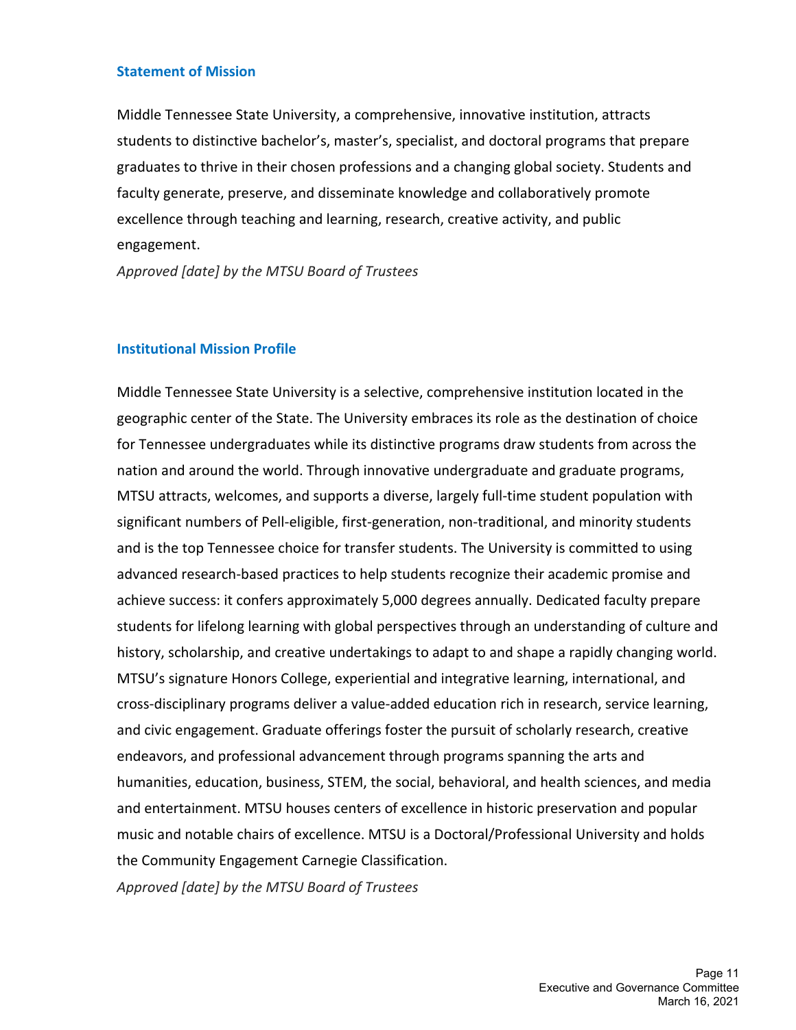### Statement of Mission

Middle Tennessee State University, a comprehensive, innovative institution, attracts students to distinctive bachelor's, master's, specialist, and doctoral programs that prepare graduates to thrive in their chosen professions and a changing global society. Students and faculty generate, preserve, and disseminate knowledge and collaboratively promote excellence through teaching and learning, research, creative activity, and public engagement.

*Approved [date] by the MTSU Board of Trustees*

### Institutional Mission Profile

Middle Tennessee State University is a selective, comprehensive institution located in the geographic center of the State. The University embraces its role as the destination of choice for Tennessee undergraduates while its distinctive programs draw students from across the nation and around the world. Through innovative undergraduate and graduate programs, MTSU attracts, welcomes, and supports a diverse, largely full-time student population with significant numbers of Pell-eligible, first-generation, non-traditional, and minority students and is the top Tennessee choice for transfer students. The University is committed to using advanced research-based practices to help students recognize their academic promise and achieve success: it confers approximately 5,000 degrees annually. Dedicated faculty prepare students for lifelong learning with global perspectives through an understanding of culture and history, scholarship, and creative undertakings to adapt to and shape a rapidly changing world. MTSU's signature Honors College, experiential and integrative learning, international, and cross-disciplinary programs deliver a value-added education rich in research, service learning, and civic engagement. Graduate offerings foster the pursuit of scholarly research, creative endeavors, and professional advancement through programs spanning the arts and humanities, education, business, STEM, the social, behavioral, and health sciences, and media and entertainment. MTSU houses centers of excellence in historic preservation and popular music and notable chairs of excellence. MTSU is a Doctoral/Professional University and holds the Community Engagement Carnegie Classification.

*Approved [date] by the MTSU Board of Trustees*